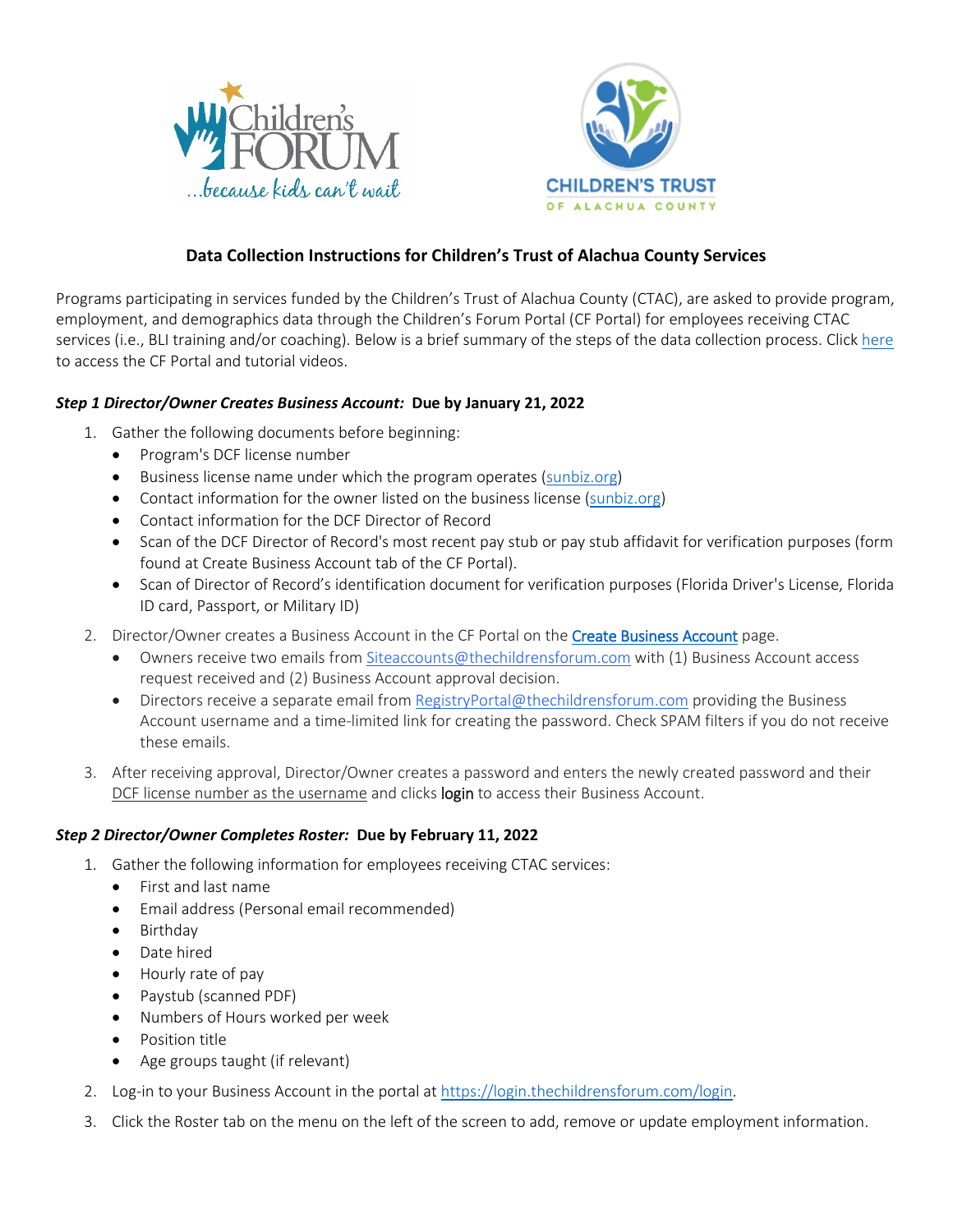## Data Collection Instructions for Children's Trust of Alachua County Services

Programs participating in services funded by the Children's Trust of Alachua County (CTAC), are asked to provide program, employment, and demographics data through the Children's Forum Portal (CF Portal) for employees receiving CTAC services (i.e., BLI training and/or coaching). Below is a brief summary of the steps of the data collection process. Click here to access the CF Portal and tutorial videos.

### *Step 1 Director/Owner Creates Business Account:* Due by January 21, 2022

1. Gather the following documents before beginning:
   - Program's DCF license number
   - Business license name under which the program operates (sunbiz.org)
   - Contact information for the owner listed on the business license (sunbiz.org)
   - Contact information for the DCF Director of Record
   - Scan of the DCF Director of Record's most recent pay stub or pay stub affidavit for verification purposes (form found at Create Business Account tab of the CF Portal).
   - Scan of Director of Record's identification document for verification purposes (Florida Driver's License, Florida ID card, Passport, or Military ID)
2. Director/Owner creates a Business Account in the CF Portal on the Create Business Account page.
   - Owners receive two emails from Siteaccounts@thechildrensforum.com with (1) Business Account access request received and (2) Business Account approval decision.
   - Directors receive a separate email from RegistryPortal@thechildrensforum.com providing the Business Account username and a time-limited link for creating the password. Check SPAM filters if you do not receive these emails.
3. After receiving approval, Director/Owner creates a password and enters the newly created password and their DCF license number as the username and clicks login to access their Business Account.

### *Step 2 Director/Owner Completes Roster:* Due by February 11, 2022

1. Gather the following information for employees receiving CTAC services:
   - First and last name
   - Email address (Personal email recommended)
   - Birthday
   - Date hired
   - Hourly rate of pay
   - Paystub (scanned PDF)
   - Numbers of Hours worked per week
   - Position title
   - Age groups taught (if relevant)
2. Log-in to your Business Account in the portal at https://login.thechildrensforum.com/login.
3. Click the Roster tab on the menu on the left of the screen to add, remove or update employment information.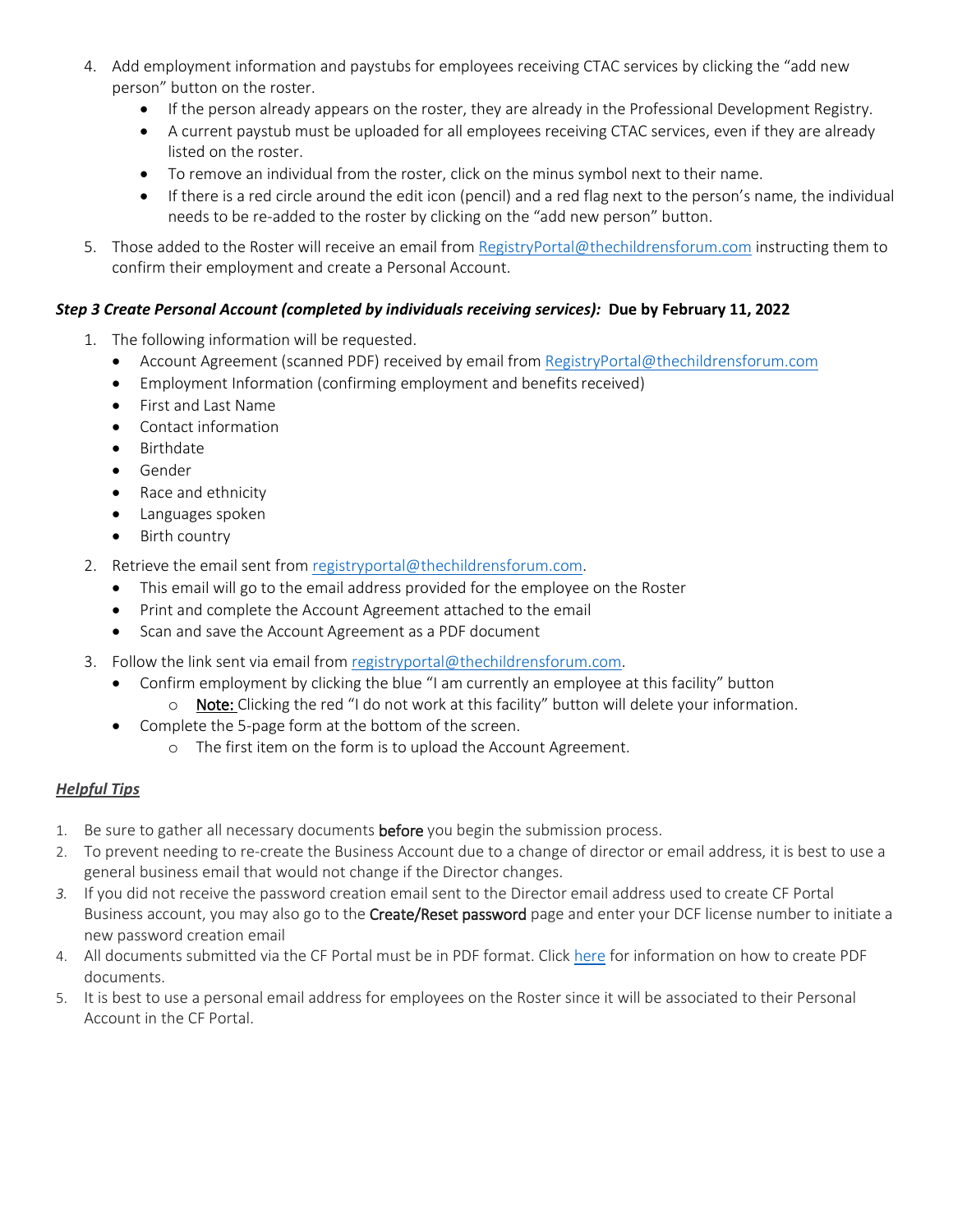4. Add employment information and paystubs for employees receiving CTAC services by clicking the "add new person" button on the roster.
   - If the person already appears on the roster, they are already in the Professional Development Registry.
   - A current paystub must be uploaded for all employees receiving CTAC services, even if they are already listed on the roster.
   - To remove an individual from the roster, click on the minus symbol next to their name.
   - If there is a red circle around the edit icon (pencil) and a red flag next to the person's name, the individual needs to be re-added to the roster by clicking on the "add new person" button.
5. Those added to the Roster will receive an email from RegistryPortal@thechildrensforum.com instructing them to confirm their employment and create a Personal Account.

***Step 3 Create Personal Account (completed by individuals receiving services):*** **Due by February 11, 2022**

1. The following information will be requested.
   - Account Agreement (scanned PDF) received by email from RegistryPortal@thechildrensforum.com
   - Employment Information (confirming employment and benefits received)
   - First and Last Name
   - Contact information
   - Birthdate
   - Gender
   - Race and ethnicity
   - Languages spoken
   - Birth country
2. Retrieve the email sent from registryportal@thechildrensforum.com.
   - This email will go to the email address provided for the employee on the Roster
   - Print and complete the Account Agreement attached to the email
   - Scan and save the Account Agreement as a PDF document
3. Follow the link sent via email from registryportal@thechildrensforum.com.
   - Confirm employment by clicking the blue "I am currently an employee at this facility" button
     - Note: Clicking the red "I do not work at this facility" button will delete your information.
   - Complete the 5-page form at the bottom of the screen.
     - The first item on the form is to upload the Account Agreement.

***Helpful Tips***

1. Be sure to gather all necessary documents **before** you begin the submission process.
2. To prevent needing to re-create the Business Account due to a change of director or email address, it is best to use a general business email that would not change if the Director changes.
3. If you did not receive the password creation email sent to the Director email address used to create CF Portal Business account, you may also go to the **Create/Reset password** page and enter your DCF license number to initiate a new password creation email
4. All documents submitted via the CF Portal must be in PDF format. Click here for information on how to create PDF documents.
5. It is best to use a personal email address for employees on the Roster since it will be associated to their Personal Account in the CF Portal.